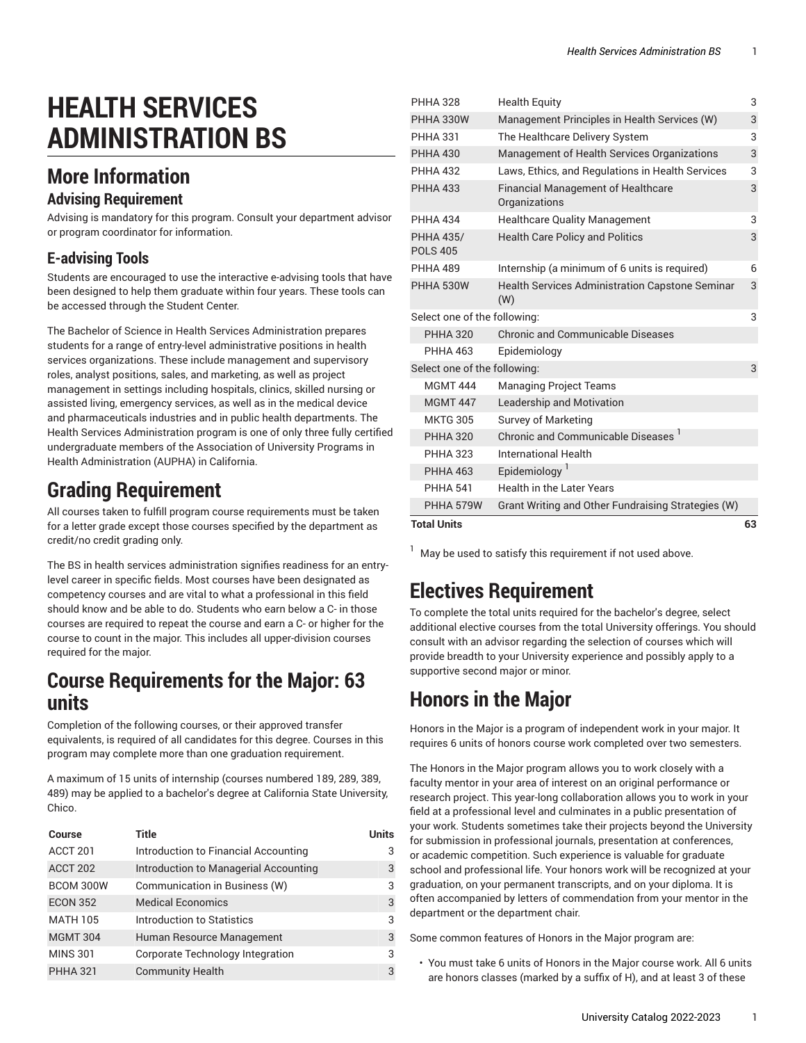# HEALTH SERVICES ADMINISTRATION BS

## More Information

### Advising Requirement

Advising is mandatory for this program. Consult your department advisor or program coordinator for information.

### E-advising Tools

Students are encouraged to use the interactive e-advising tools that have been designed to help them graduate within four years. These tools can be accessed through the Student Center.

The Bachelor of Science in Health Services Administration prepares students for a range of entry-level administrative positions in health services organizations. These include management and supervisory roles, analyst positions, sales, and marketing, as well as project management in settings including hospitals, clinics, skilled nursing or assisted living, emergency services, as well as in the medical device and pharmaceuticals industries and in public health departments. The Health Services Administration program is one of only three fully certified undergraduate members of the Association of University Programs in Health Administration (AUPHA) in California.

## Grading Requirement

All courses taken to fulfill program course requirements must be taken for a letter grade except those courses specified by the department as credit/no credit grading only.

The BS in health services administration signifies readiness for an entry-level career in specific fields. Most courses have been designated as competency courses and are vital to what a professional in this field should know and be able to do. Students who earn below a C- in those courses are required to repeat the course and earn a C- or higher for the course to count in the major. This includes all upper-division courses required for the major.

## Course Requirements for the Major: 63 units

Completion of the following courses, or their approved transfer equivalents, is required of all candidates for this degree. Courses in this program may complete more than one graduation requirement.

A maximum of 15 units of internship (courses numbered 189, 289, 389, 489) may be applied to a bachelor's degree at California State University, Chico.

| Course | Title | Units |
|---|---|---|
| ACCT 201 | Introduction to Financial Accounting | 3 |
| ACCT 202 | Introduction to Managerial Accounting | 3 |
| BCOM 300W | Communication in Business (W) | 3 |
| ECON 352 | Medical Economics | 3 |
| MATH 105 | Introduction to Statistics | 3 |
| MGMT 304 | Human Resource Management | 3 |
| MINS 301 | Corporate Technology Integration | 3 |
| PHHA 321 | Community Health | 3 |
| PHHA 328 | Health Equity | 3 |
| PHHA 330W | Management Principles in Health Services (W) | 3 |
| PHHA 331 | The Healthcare Delivery System | 3 |
| PHHA 430 | Management of Health Services Organizations | 3 |
| PHHA 432 | Laws, Ethics, and Regulations in Health Services | 3 |
| PHHA 433 | Financial Management of Healthcare Organizations | 3 |
| PHHA 434 | Healthcare Quality Management | 3 |
| PHHA 435/ POLS 405 | Health Care Policy and Politics | 3 |
| PHHA 489 | Internship (a minimum of 6 units is required) | 6 |
| PHHA 530W | Health Services Administration Capstone Seminar (W) | 3 |
| Select one of the following: | | 3 |
| PHHA 320 | Chronic and Communicable Diseases | |
| PHHA 463 | Epidemiology | |
| Select one of the following: | | 3 |
| MGMT 444 | Managing Project Teams | |
| MGMT 447 | Leadership and Motivation | |
| MKTG 305 | Survey of Marketing | |
| PHHA 320 | Chronic and Communicable Diseases [1] | |
| PHHA 323 | International Health | |
| PHHA 463 | Epidemiology [1] | |
| PHHA 541 | Health in the Later Years | |
| PHHA 579W | Grant Writing and Other Fundraising Strategies (W) | |
| **Total Units** | | **63** |

[1] May be used to satisfy this requirement if not used above.

## Electives Requirement

To complete the total units required for the bachelor's degree, select additional elective courses from the total University offerings. You should consult with an advisor regarding the selection of courses which will provide breadth to your University experience and possibly apply to a supportive second major or minor.

## Honors in the Major

Honors in the Major is a program of independent work in your major. It requires 6 units of honors course work completed over two semesters.

The Honors in the Major program allows you to work closely with a faculty mentor in your area of interest on an original performance or research project. This year-long collaboration allows you to work in your field at a professional level and culminates in a public presentation of your work. Students sometimes take their projects beyond the University for submission in professional journals, presentation at conferences, or academic competition. Such experience is valuable for graduate school and professional life. Your honors work will be recognized at your graduation, on your permanent transcripts, and on your diploma. It is often accompanied by letters of commendation from your mentor in the department or the department chair.

Some common features of Honors in the Major program are:

- You must take 6 units of Honors in the Major course work. All 6 units are honors classes (marked by a suffix of H), and at least 3 of these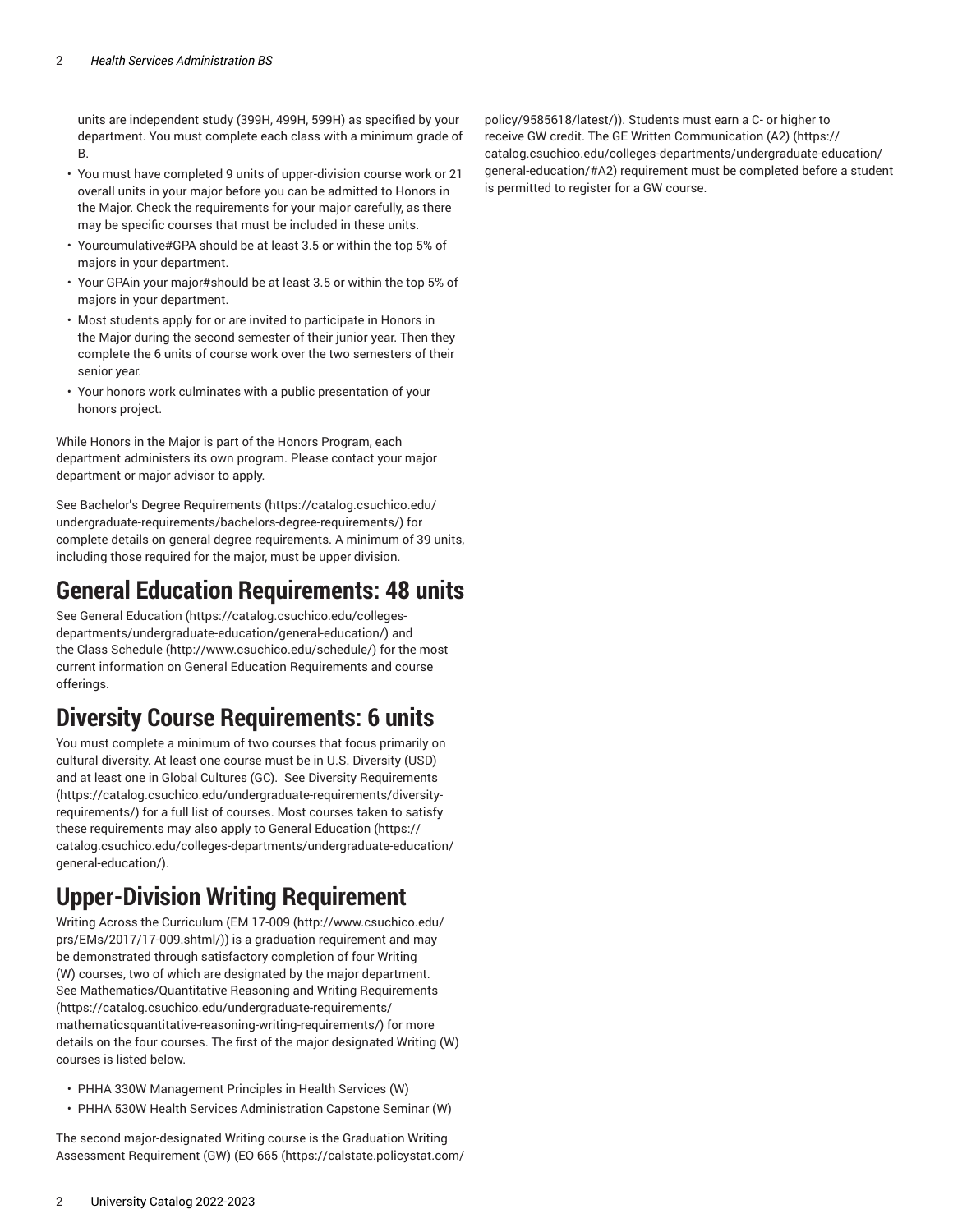units are independent study (399H, 499H, 599H) as specified by your department. You must complete each class with a minimum grade of B.

- You must have completed 9 units of upper-division course work or 21 overall units in your major before you can be admitted to Honors in the Major. Check the requirements for your major carefully, as there may be specific courses that must be included in these units.
- Yourcumulative#GPA should be at least 3.5 or within the top 5% of majors in your department.
- Your GPAin your major#should be at least 3.5 or within the top 5% of majors in your department.
- Most students apply for or are invited to participate in Honors in the Major during the second semester of their junior year. Then they complete the 6 units of course work over the two semesters of their senior year.
- Your honors work culminates with a public presentation of your honors project.

While Honors in the Major is part of the Honors Program, each department administers its own program. Please contact your major department or major advisor to apply.

See Bachelor's Degree Requirements (https://catalog.csuchico.edu/undergraduate-requirements/bachelors-degree-requirements/) for complete details on general degree requirements. A minimum of 39 units, including those required for the major, must be upper division.

# General Education Requirements: 48 units

See General Education (https://catalog.csuchico.edu/colleges-departments/undergraduate-education/general-education/) and the Class Schedule (http://www.csuchico.edu/schedule/) for the most current information on General Education Requirements and course offerings.

# Diversity Course Requirements: 6 units

You must complete a minimum of two courses that focus primarily on cultural diversity. At least one course must be in U.S. Diversity (USD) and at least one in Global Cultures (GC). See Diversity Requirements (https://catalog.csuchico.edu/undergraduate-requirements/diversity-requirements/) for a full list of courses. Most courses taken to satisfy these requirements may also apply to General Education (https://catalog.csuchico.edu/colleges-departments/undergraduate-education/general-education/).

# Upper-Division Writing Requirement

Writing Across the Curriculum (EM 17-009 (http://www.csuchico.edu/prs/EMs/2017/17-009.shtml/)) is a graduation requirement and may be demonstrated through satisfactory completion of four Writing (W) courses, two of which are designated by the major department. See Mathematics/Quantitative Reasoning and Writing Requirements (https://catalog.csuchico.edu/undergraduate-requirements/mathematicsquantitative-reasoning-writing-requirements/) for more details on the four courses. The first of the major designated Writing (W) courses is listed below.

- PHHA 330W Management Principles in Health Services (W)
- PHHA 530W Health Services Administration Capstone Seminar (W)

The second major-designated Writing course is the Graduation Writing Assessment Requirement (GW) (EO 665 (https://calstate.policystat.com/policy/9585618/latest/)). Students must earn a C- or higher to receive GW credit. The GE Written Communication (A2) (https://catalog.csuchico.edu/colleges-departments/undergraduate-education/general-education/#A2) requirement must be completed before a student is permitted to register for a GW course.